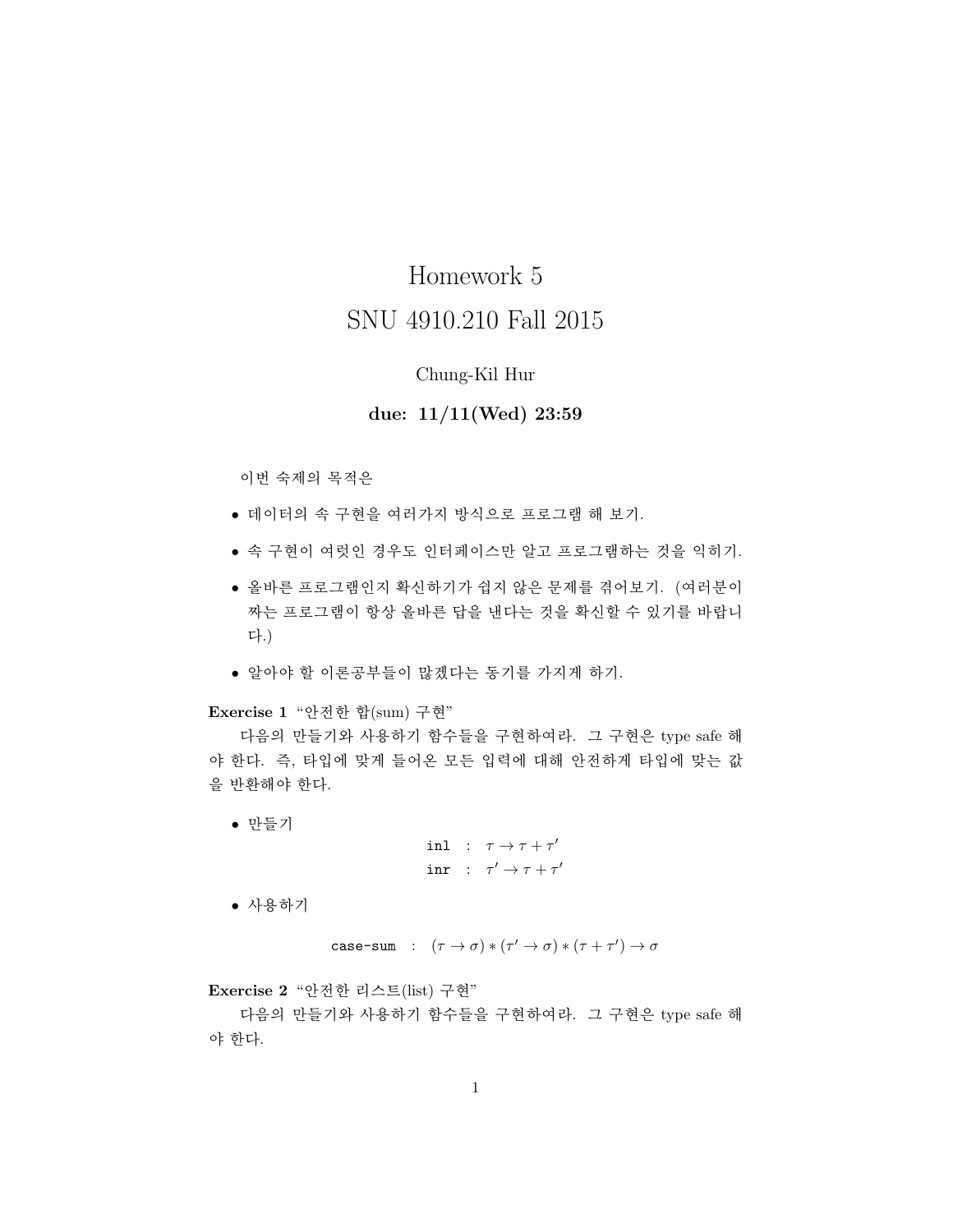# Homework 5

## SNU 4910.210 Fall 2015

Chung-Kil Hur

**due: 11/11(Wed) 23:59**

이번 숙제의 목적은

- 데이터의 속 구현을 여러가지 방식으로 프로그램 해 보기.
- 속 구현이 여럿인 경우도 인터페이스만 알고 프로그램하는 것을 익히기.
- 올바른 프로그램인지 확신하기가 쉽지 않은 문제를 겪어보기. (여러분이 짜는 프로그램이 항상 올바른 답을 낸다는 것을 확신할 수 있기를 바랍니다.)
- 알아야 할 이론공부들이 많겠다는 동기를 가지게 하기.

**Exercise 1** "안전한 합(sum) 구현"

다음의 만들기와 사용하기 함수들을 구현하여라. 그 구현은 type safe 해야 한다. 즉, 타입에 맞게 들어온 모든 입력에 대해 안전하게 타입에 맞는 값을 반환해야 한다.

- 만들기

$$\texttt{inl} \;:\; \tau \to \tau + \tau'$$
$$\texttt{inr} \;:\; \tau' \to \tau + \tau'$$

- 사용하기

$$\texttt{case-sum} \;:\; (\tau \to \sigma) * (\tau' \to \sigma) * (\tau + \tau') \to \sigma$$

**Exercise 2** "안전한 리스트(list) 구현"

다음의 만들기와 사용하기 함수들을 구현하여라. 그 구현은 type safe 해야 한다.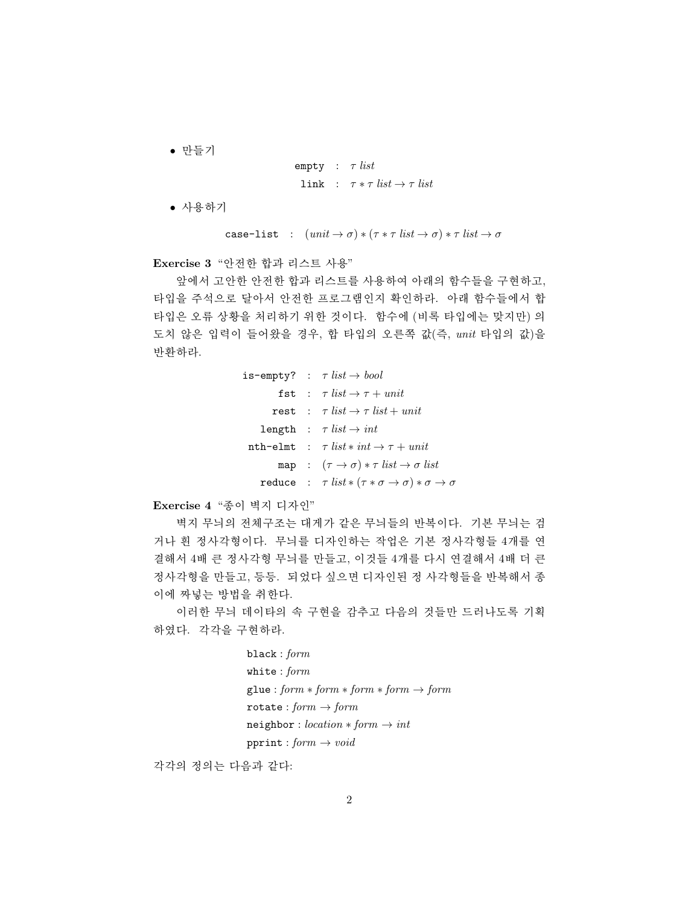- 만들기

$$\texttt{empty} \;:\; \tau\ \mathit{list}$$
$$\texttt{link} \;:\; \tau * \tau\ \mathit{list} \rightarrow \tau\ \mathit{list}$$

- 사용하기

$$\texttt{case-list} \;:\; (\mathit{unit} \rightarrow \sigma) * (\tau * \tau\ \mathit{list} \rightarrow \sigma) * \tau\ \mathit{list} \rightarrow \sigma$$

**Exercise 3** "안전한 합과 리스트 사용"

앞에서 고안한 안전한 합과 리스트를 사용하여 아래의 함수들을 구현하고, 타입을 주석으로 달아서 안전한 프로그램인지 확인하라. 아래 함수들에서 합 타입은 오류 상황을 처리하기 위한 것이다. 함수에 (비록 타입에는 맞지만) 의도치 않은 입력이 들어왔을 경우, 합 타입의 오른쪽 값(즉, *unit* 타입의 값)을 반환하라.

$$\texttt{is-empty?} \;:\; \tau\ \mathit{list} \rightarrow \mathit{bool}$$
$$\texttt{fst} \;:\; \tau\ \mathit{list} \rightarrow \tau + \mathit{unit}$$
$$\texttt{rest} \;:\; \tau\ \mathit{list} \rightarrow \tau\ \mathit{list} + \mathit{unit}$$
$$\texttt{length} \;:\; \tau\ \mathit{list} \rightarrow \mathit{int}$$
$$\texttt{nth-elmt} \;:\; \tau\ \mathit{list} * \mathit{int} \rightarrow \tau + \mathit{unit}$$
$$\texttt{map} \;:\; (\tau \rightarrow \sigma) * \tau\ \mathit{list} \rightarrow \sigma\ \mathit{list}$$
$$\texttt{reduce} \;:\; \tau\ \mathit{list} * (\tau * \sigma \rightarrow \sigma) * \sigma \rightarrow \sigma$$

**Exercise 4** "종이 벽지 디자인"

벽지 무늬의 전체구조는 대게가 같은 무늬들의 반복이다. 기본 무늬는 검거나 흰 정사각형이다. 무늬를 디자인하는 작업은 기본 정사각형들 4개를 연결해서 4배 큰 정사각형 무늬를 만들고, 이것들 4개를 다시 연결해서 4배 더 큰 정사각형을 만들고, 등등. 되었다 싶으면 디자인된 정 사각형들을 반복해서 종이에 짜넣는 방법을 취한다.

이러한 무늬 데이타의 속 구현을 감추고 다음의 것들만 드러나도록 기획하였다. 각각을 구현하라.

$$\texttt{black} : \mathit{form}$$
$$\texttt{white} : \mathit{form}$$
$$\texttt{glue} : \mathit{form} * \mathit{form} * \mathit{form} * \mathit{form} \rightarrow \mathit{form}$$
$$\texttt{rotate} : \mathit{form} \rightarrow \mathit{form}$$
$$\texttt{neighbor} : \mathit{location} * \mathit{form} \rightarrow \mathit{int}$$
$$\texttt{pprint} : \mathit{form} \rightarrow \mathit{void}$$

각각의 정의는 다음과 같다: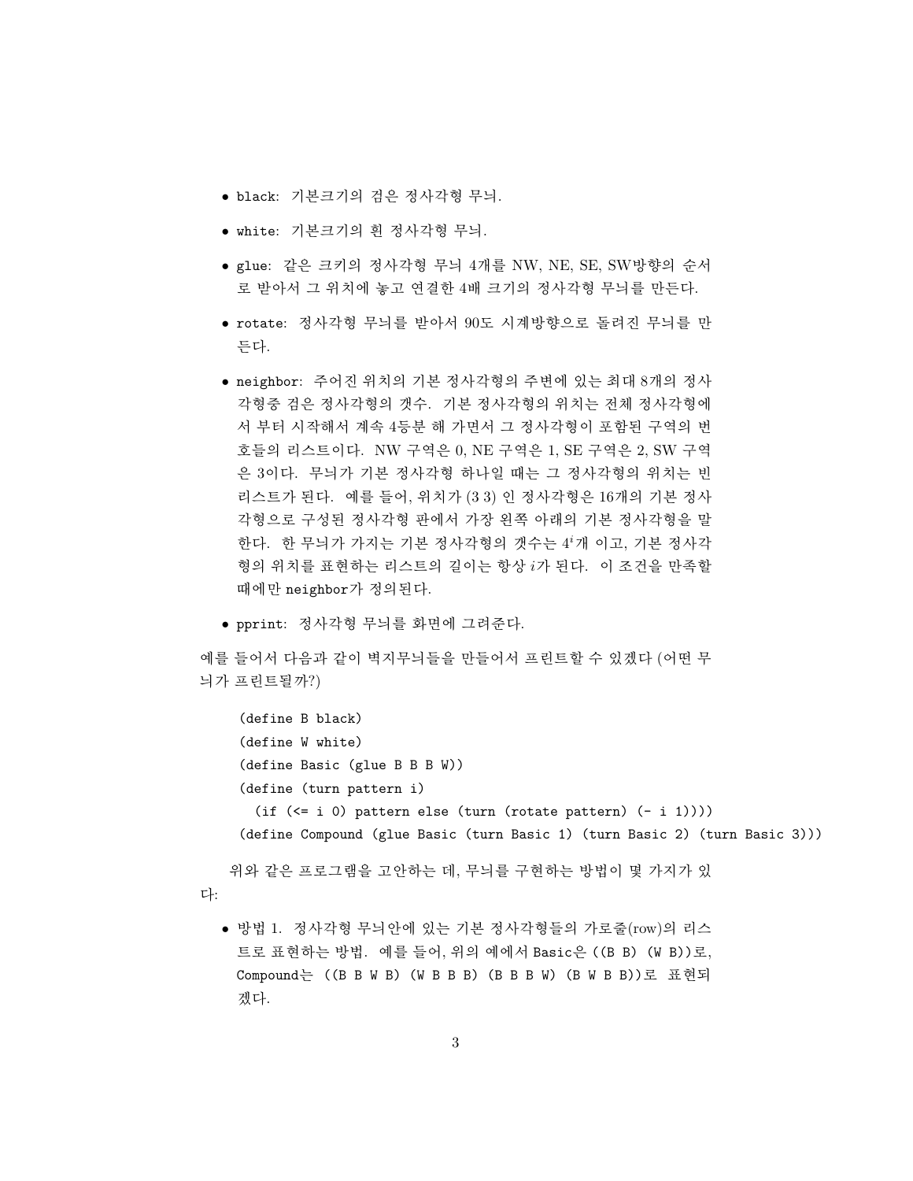- `black`: 기본크기의 검은 정사각형 무늬.
- `white`: 기본크기의 흰 정사각형 무늬.
- `glue`: 같은 크키의 정사각형 무늬 4개를 NW, NE, SE, SW방향의 순서로 받아서 그 위치에 놓고 연결한 4배 크기의 정사각형 무늬를 만든다.
- `rotate`: 정사각형 무늬를 받아서 90도 시계방향으로 돌려진 무늬를 만든다.
- `neighbor`: 주어진 위치의 기본 정사각형의 주변에 있는 최대 8개의 정사각형중 검은 정사각형의 갯수. 기본 정사각형의 위치는 전체 정사각형에서 부터 시작해서 계속 4등분 해 가면서 그 정사각형이 포함된 구역의 번호들의 리스트이다. NW 구역은 0, NE 구역은 1, SE 구역은 2, SW 구역은 3이다. 무늬가 기본 정사각형 하나일 때는 그 정사각형의 위치는 빈 리스트가 된다. 예를 들어, 위치가 (3 3) 인 정사각형은 16개의 기본 정사각형으로 구성된 정사각형 판에서 가장 왼쪽 아래의 기본 정사각형을 말한다. 한 무늬가 가지는 기본 정사각형의 갯수는 $4^i$개 이고, 기본 정사각형의 위치를 표현하는 리스트의 길이는 항상 $i$가 된다. 이 조건을 만족할 때에만 `neighbor`가 정의된다.
- `pprint`: 정사각형 무늬를 화면에 그려준다.

예를 들어서 다음과 같이 벽지무늬들을 만들어서 프린트할 수 있겠다 (어떤 무늬가 프린트될까?)

```
(define B black)
(define W white)
(define Basic (glue B B B W))
(define (turn pattern i)
  (if (<= i 0) pattern else (turn (rotate pattern) (- i 1))))
(define Compound (glue Basic (turn Basic 1) (turn Basic 2) (turn Basic 3)))
```

위와 같은 프로그램을 고안하는 데, 무늬를 구현하는 방법이 몇 가지가 있다:

- 방법 1. 정사각형 무늬안에 있는 기본 정사각형들의 가로줄(row)의 리스트로 표현하는 방법. 예를 들어, 위의 예에서 `Basic`은 `((B B) (W B))`로, `Compound`는 `((B B W B) (W B B B) (B B B W) (B W B B))`로 표현되겠다.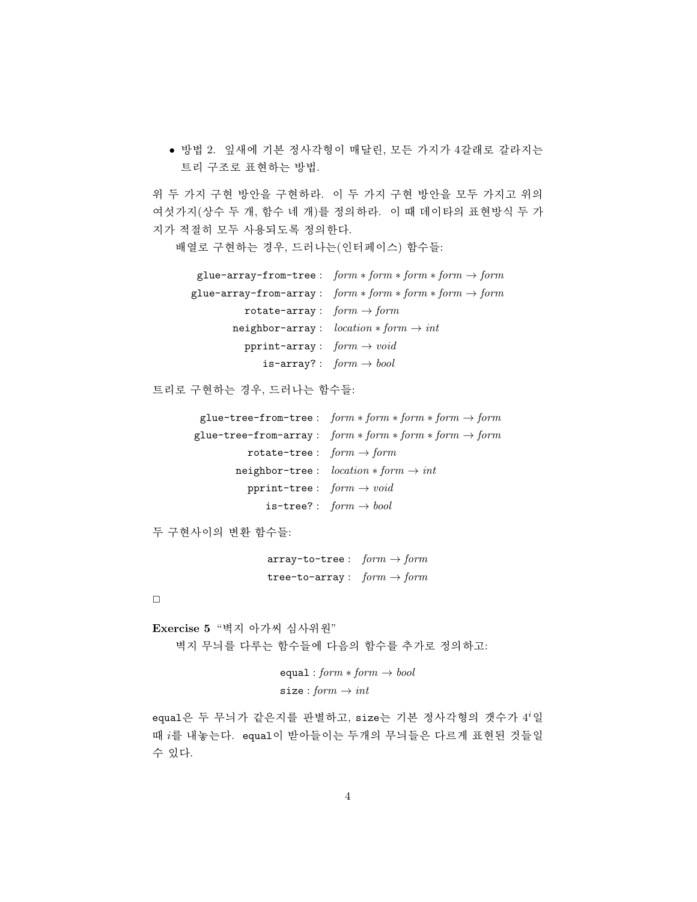- 방법 2. 잎새에 기본 정사각형이 매달린, 모든 가지가 4갈래로 갈라지는 트리 구조로 표현하는 방법.

위 두 가지 구현 방안을 구현하라. 이 두 가지 구현 방안을 모두 가지고 위의 여섯가지(상수 두 개, 함수 네 개)를 정의하라. 이 때 데이타의 표현방식 두 가지가 적절히 모두 사용되도록 정의한다.

배열로 구현하는 경우, 드러나는(인터페이스) 함수들:

| | |
|---:|:---|
| `glue-array-from-tree` : | $form * form * form * form \to form$ |
| `glue-array-from-array` : | $form * form * form * form \to form$ |
| `rotate-array` : | $form \to form$ |
| `neighbor-array` : | $location * form \to int$ |
| `pprint-array` : | $form \to void$ |
| `is-array?` : | $form \to bool$ |

트리로 구현하는 경우, 드러나는 함수들:

| | |
|---:|:---|
| `glue-tree-from-tree` : | $form * form * form * form \to form$ |
| `glue-tree-from-array` : | $form * form * form * form \to form$ |
| `rotate-tree` : | $form \to form$ |
| `neighbor-tree` : | $location * form \to int$ |
| `pprint-tree` : | $form \to void$ |
| `is-tree?` : | $form \to bool$ |

두 구현사이의 변환 함수들:

| | |
|---:|:---|
| `array-to-tree` : | $form \to form$ |
| `tree-to-array` : | $form \to form$ |

□

**Exercise 5** "벽지 아가씨 심사위원"

벽지 무늬를 다루는 함수들에 다음의 함수를 추가로 정의하고:

`equal` : $form * form \to bool$
`size` : $form \to int$

`equal`은 두 무늬가 같은지를 판별하고, `size`는 기본 정사각형의 갯수가 $4^i$일 때 $i$를 내놓는다. `equal`이 받아들이는 두개의 무늬들은 다르게 표현된 것들일 수 있다.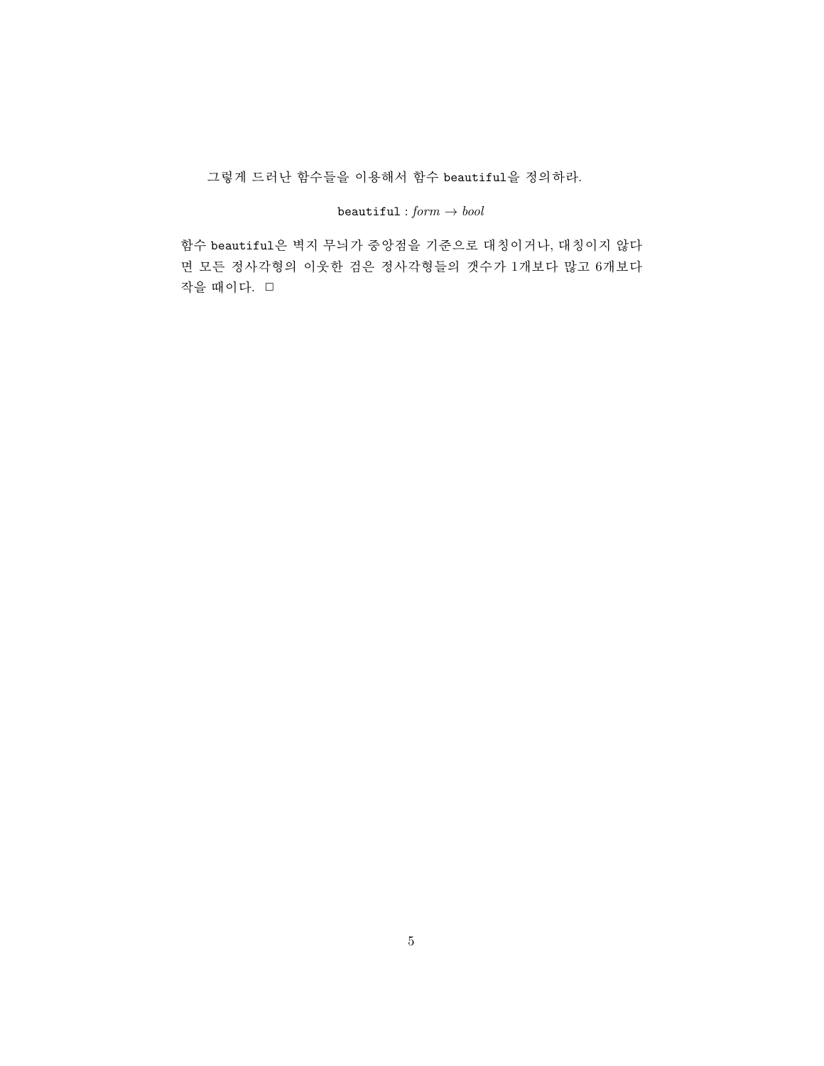그렇게 드러난 함수들을 이용해서 함수 `beautiful`을 정의하라.

$$\texttt{beautiful} : \mathit{form} \rightarrow \mathit{bool}$$

함수 `beautiful`은 벽지 무늬가 중앙점을 기준으로 대칭이거나, 대칭이지 않다면 모든 정사각형의 이웃한 검은 정사각형들의 갯수가 1개보다 많고 6개보다 작을 때이다. □